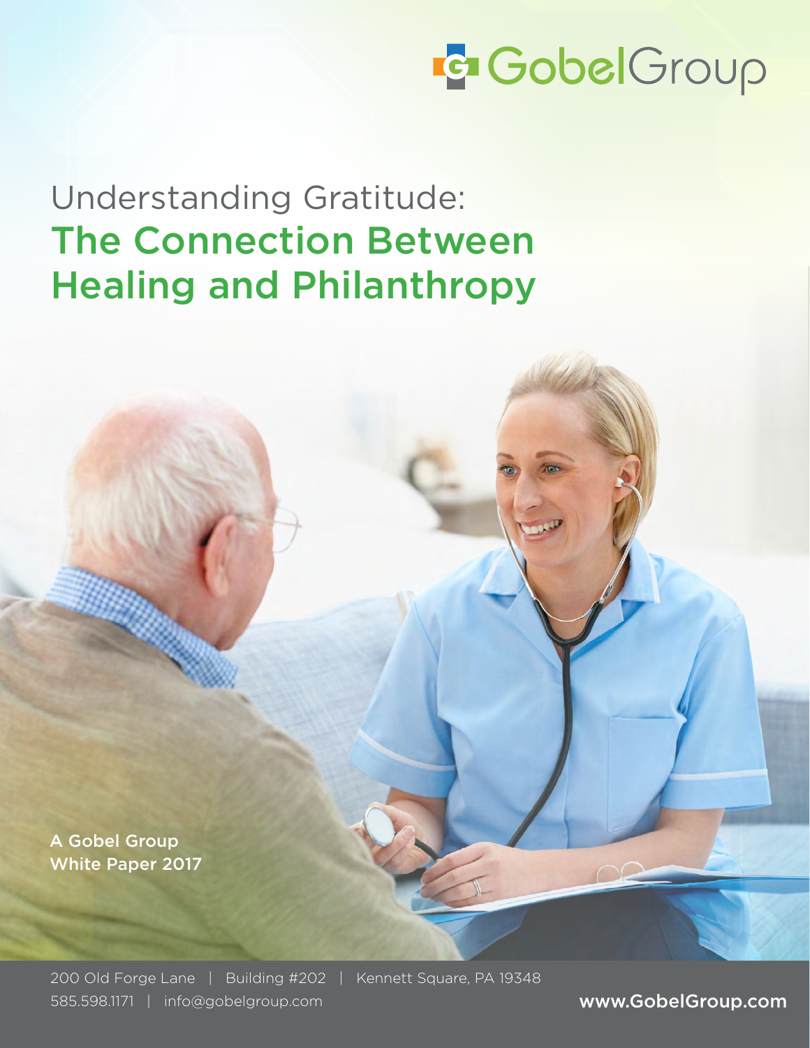GobelGroup

# Understanding Gratitude: The Connection Between Healing and Philanthropy

**A Gobel Group White Paper 2017**

200 Old Forge Lane | Building #202 | Kennett Square, PA 19348
585.598.1171 | info@gobelgroup.com

**www.GobelGroup.com**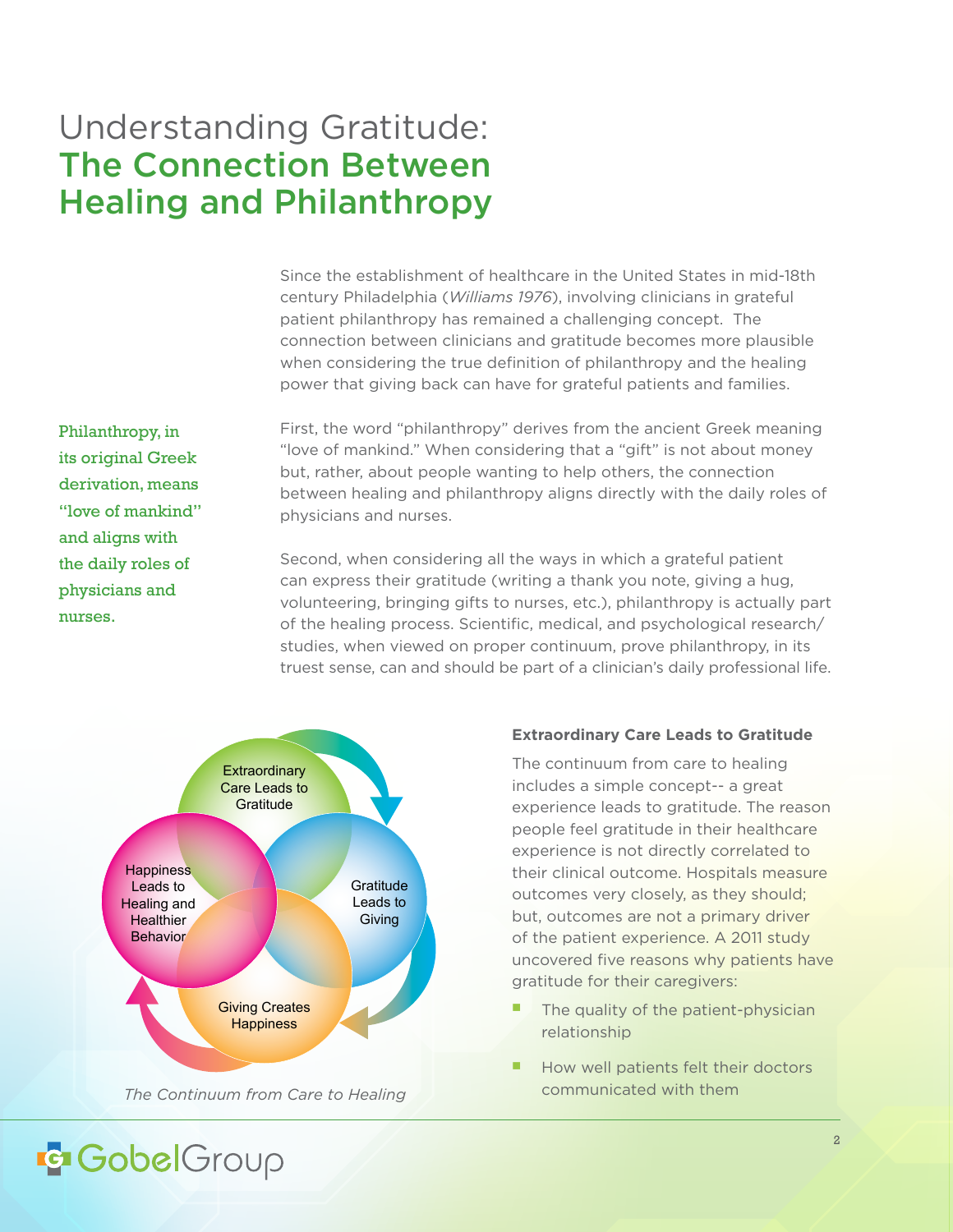# Understanding Gratitude: The Connection Between Healing and Philanthropy

Since the establishment of healthcare in the United States in mid-18th century Philadelphia (*Williams 1976*), involving clinicians in grateful patient philanthropy has remained a challenging concept. The connection between clinicians and gratitude becomes more plausible when considering the true definition of philanthropy and the healing power that giving back can have for grateful patients and families.

> Philanthropy, in its original Greek derivation, means "love of mankind" and aligns with the daily roles of physicians and nurses.

First, the word "philanthropy" derives from the ancient Greek meaning "love of mankind." When considering that a "gift" is not about money but, rather, about people wanting to help others, the connection between healing and philanthropy aligns directly with the daily roles of physicians and nurses.

Second, when considering all the ways in which a grateful patient can express their gratitude (writing a thank you note, giving a hug, volunteering, bringing gifts to nurses, etc.), philanthropy is actually part of the healing process. Scientific, medical, and psychological research/studies, when viewed on proper continuum, prove philanthropy, in its truest sense, can and should be part of a clinician's daily professional life.

Extraordinary Care Leads to Gratitude → Gratitude Leads to Giving → Giving Creates Happiness → Happiness Leads to Healing and Healthier Behavior

*The Continuum from Care to Healing*

### Extraordinary Care Leads to Gratitude

The continuum from care to healing includes a simple concept-- a great experience leads to gratitude. The reason people feel gratitude in their healthcare experience is not directly correlated to their clinical outcome. Hospitals measure outcomes very closely, as they should; but, outcomes are not a primary driver of the patient experience. A 2011 study uncovered five reasons why patients have gratitude for their caregivers:

- The quality of the patient-physician relationship
- How well patients felt their doctors communicated with them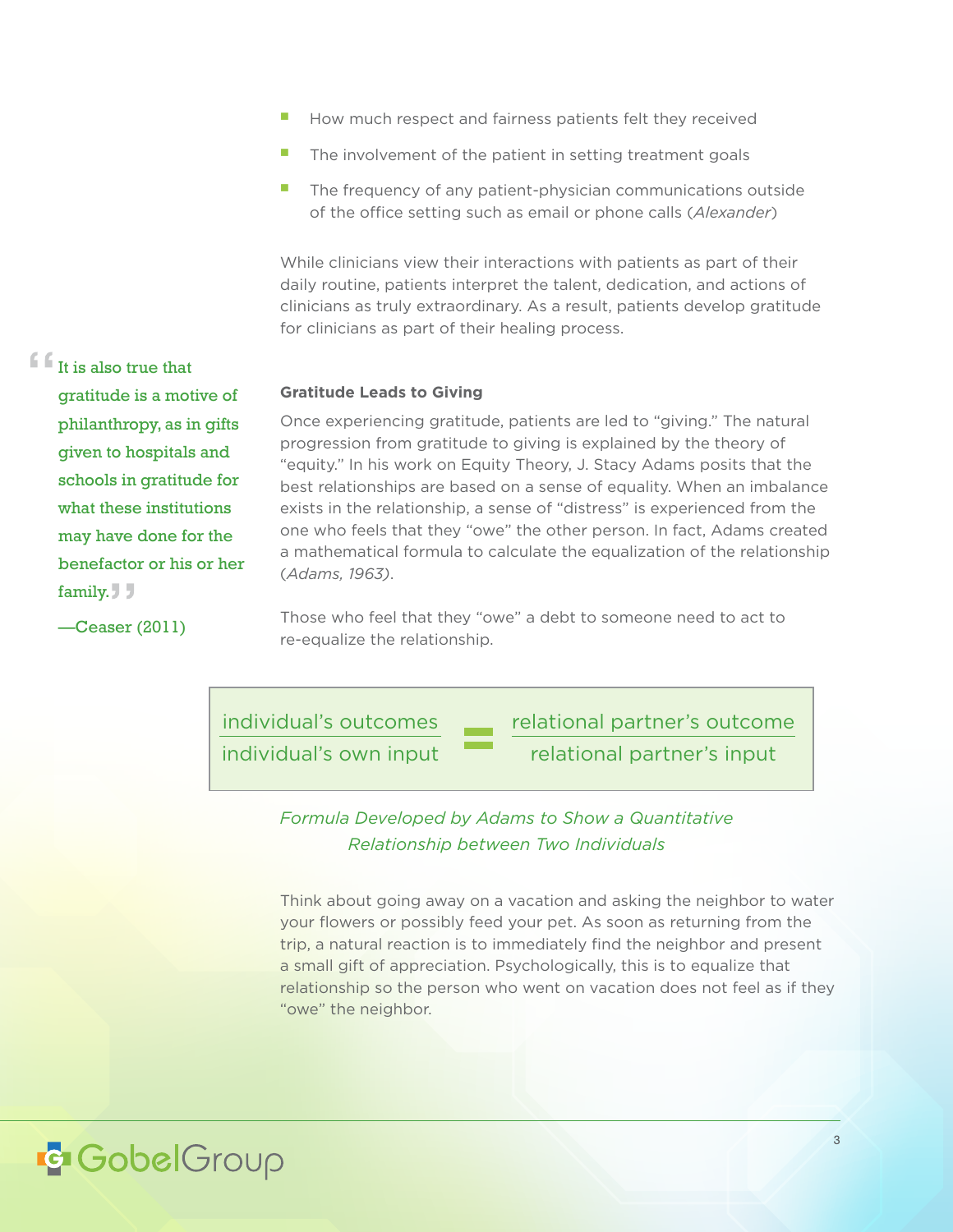- How much respect and fairness patients felt they received
- The involvement of the patient in setting treatment goals
- The frequency of any patient-physician communications outside of the office setting such as email or phone calls (*Alexander*)

While clinicians view their interactions with patients as part of their daily routine, patients interpret the talent, dedication, and actions of clinicians as truly extraordinary. As a result, patients develop gratitude for clinicians as part of their healing process.

> "It is also true that gratitude is a motive of philanthropy, as in gifts given to hospitals and schools in gratitude for what these institutions may have done for the benefactor or his or her family."
>
> —Ceaser (2011)

**Gratitude Leads to Giving**

Once experiencing gratitude, patients are led to "giving." The natural progression from gratitude to giving is explained by the theory of "equity." In his work on Equity Theory, J. Stacy Adams posits that the best relationships are based on a sense of equality. When an imbalance exists in the relationship, a sense of "distress" is experienced from the one who feels that they "owe" the other person. In fact, Adams created a mathematical formula to calculate the equalization of the relationship (*Adams, 1963*).

Those who feel that they "owe" a debt to someone need to act to re-equalize the relationship.

$$\frac{\text{individual's outcomes}}{\text{individual's own input}} = \frac{\text{relational partner's outcome}}{\text{relational partner's input}}$$

*Formula Developed by Adams to Show a Quantitative Relationship between Two Individuals*

Think about going away on a vacation and asking the neighbor to water your flowers or possibly feed your pet. As soon as returning from the trip, a natural reaction is to immediately find the neighbor and present a small gift of appreciation. Psychologically, this is to equalize that relationship so the person who went on vacation does not feel as if they "owe" the neighbor.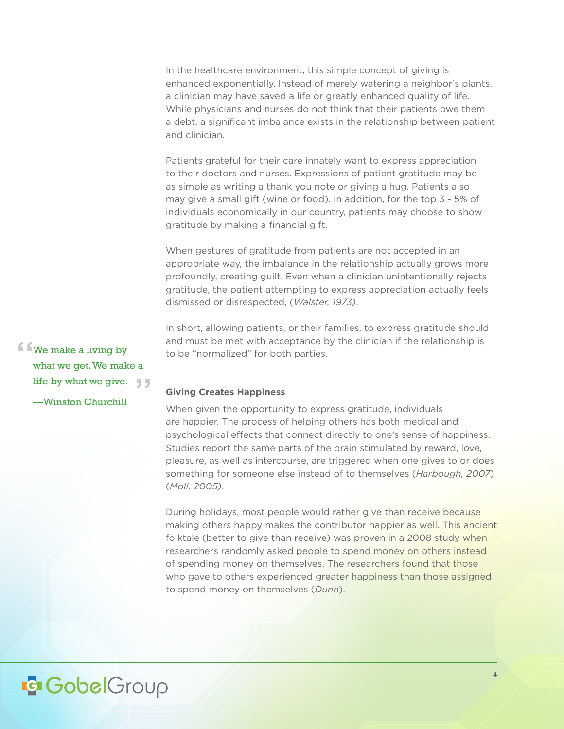In the healthcare environment, this simple concept of giving is enhanced exponentially. Instead of merely watering a neighbor's plants, a clinician may have saved a life or greatly enhanced quality of life. While physicians and nurses do not think that their patients owe them a debt, a significant imbalance exists in the relationship between patient and clinician.

Patients grateful for their care innately want to express appreciation to their doctors and nurses. Expressions of patient gratitude may be as simple as writing a thank you note or giving a hug. Patients also may give a small gift (wine or food). In addition, for the top 3 - 5% of individuals economically in our country, patients may choose to show gratitude by making a financial gift.

When gestures of gratitude from patients are not accepted in an appropriate way, the imbalance in the relationship actually grows more profoundly, creating guilt. Even when a clinician unintentionally rejects gratitude, the patient attempting to express appreciation actually feels dismissed or disrespected, (*Walster, 1973)*.

In short, allowing patients, or their families, to express gratitude should and must be met with acceptance by the clinician if the relationship is to be "normalized" for both parties.

> "We make a living by what we get. We make a life by what we give."
>
> —Winston Churchill

**Giving Creates Happiness**

When given the opportunity to express gratitude, individuals are happier. The process of helping others has both medical and psychological effects that connect directly to one's sense of happiness. Studies report the same parts of the brain stimulated by reward, love, pleasure, as well as intercourse, are triggered when one gives to or does something for someone else instead of to themselves (*Harbough, 2007*) (*Moll, 2005)*.

During holidays, most people would rather give than receive because making others happy makes the contributor happier as well. This ancient folktale (better to give than receive) was proven in a 2008 study when researchers randomly asked people to spend money on others instead of spending money on themselves. The researchers found that those who gave to others experienced greater happiness than those assigned to spend money on themselves (*Dunn*).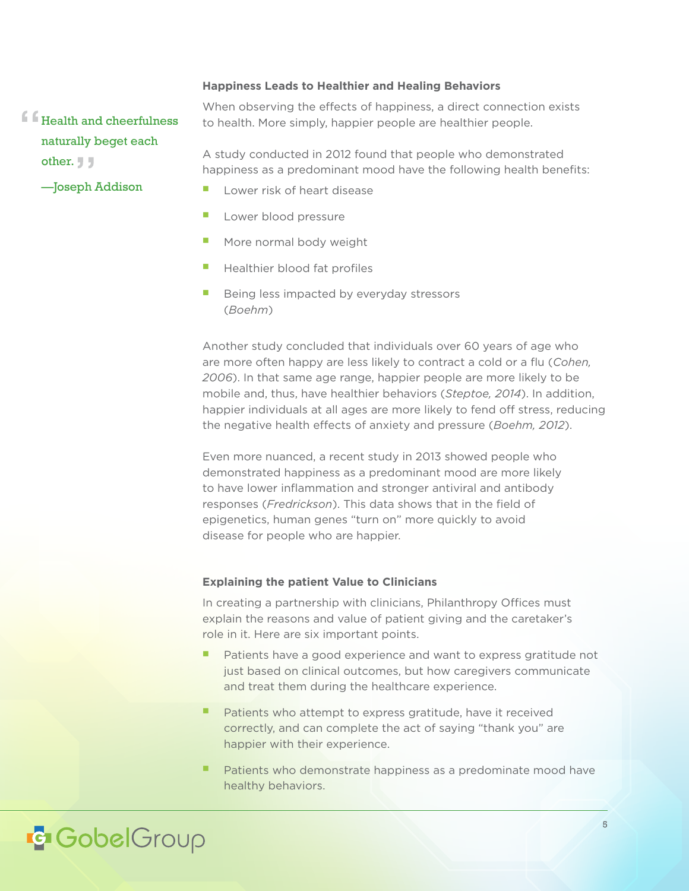> Health and cheerfulness naturally beget each other.
>
> —Joseph Addison

### Happiness Leads to Healthier and Healing Behaviors

When observing the effects of happiness, a direct connection exists to health. More simply, happier people are healthier people.

A study conducted in 2012 found that people who demonstrated happiness as a predominant mood have the following health benefits:

- Lower risk of heart disease
- Lower blood pressure
- More normal body weight
- Healthier blood fat profiles
- Being less impacted by everyday stressors (*Boehm*)

Another study concluded that individuals over 60 years of age who are more often happy are less likely to contract a cold or a flu (*Cohen, 2006*). In that same age range, happier people are more likely to be mobile and, thus, have healthier behaviors (*Steptoe, 2014*). In addition, happier individuals at all ages are more likely to fend off stress, reducing the negative health effects of anxiety and pressure (*Boehm, 2012*).

Even more nuanced, a recent study in 2013 showed people who demonstrated happiness as a predominant mood are more likely to have lower inflammation and stronger antiviral and antibody responses (*Fredrickson*). This data shows that in the field of epigenetics, human genes "turn on" more quickly to avoid disease for people who are happier.

### Explaining the patient Value to Clinicians

In creating a partnership with clinicians, Philanthropy Offices must explain the reasons and value of patient giving and the caretaker's role in it. Here are six important points.

- Patients have a good experience and want to express gratitude not just based on clinical outcomes, but how caregivers communicate and treat them during the healthcare experience.
- Patients who attempt to express gratitude, have it received correctly, and can complete the act of saying "thank you" are happier with their experience.
- Patients who demonstrate happiness as a predominate mood have healthy behaviors.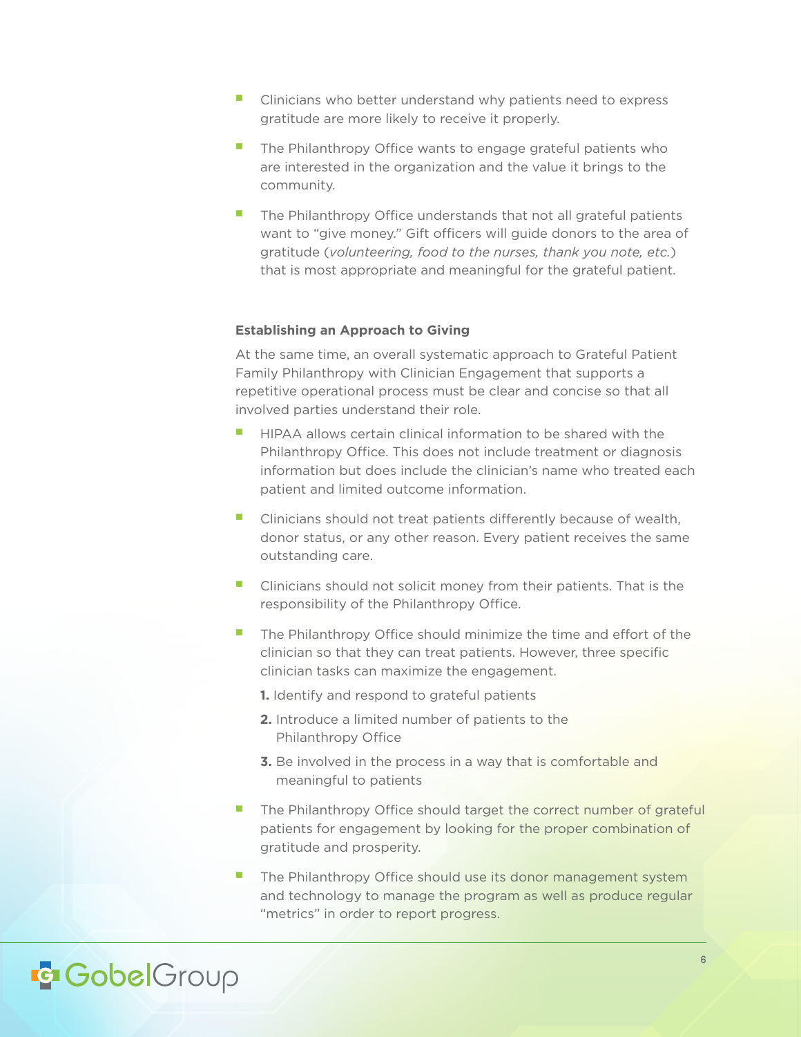- Clinicians who better understand why patients need to express gratitude are more likely to receive it properly.
- The Philanthropy Office wants to engage grateful patients who are interested in the organization and the value it brings to the community.
- The Philanthropy Office understands that not all grateful patients want to "give money." Gift officers will guide donors to the area of gratitude (*volunteering, food to the nurses, thank you note, etc.*) that is most appropriate and meaningful for the grateful patient.

**Establishing an Approach to Giving**

At the same time, an overall systematic approach to Grateful Patient Family Philanthropy with Clinician Engagement that supports a repetitive operational process must be clear and concise so that all involved parties understand their role.

- HIPAA allows certain clinical information to be shared with the Philanthropy Office. This does not include treatment or diagnosis information but does include the clinician's name who treated each patient and limited outcome information.
- Clinicians should not treat patients differently because of wealth, donor status, or any other reason. Every patient receives the same outstanding care.
- Clinicians should not solicit money from their patients. That is the responsibility of the Philanthropy Office.
- The Philanthropy Office should minimize the time and effort of the clinician so that they can treat patients. However, three specific clinician tasks can maximize the engagement.
  1. Identify and respond to grateful patients
  2. Introduce a limited number of patients to the Philanthropy Office
  3. Be involved in the process in a way that is comfortable and meaningful to patients
- The Philanthropy Office should target the correct number of grateful patients for engagement by looking for the proper combination of gratitude and prosperity.
- The Philanthropy Office should use its donor management system and technology to manage the program as well as produce regular "metrics" in order to report progress.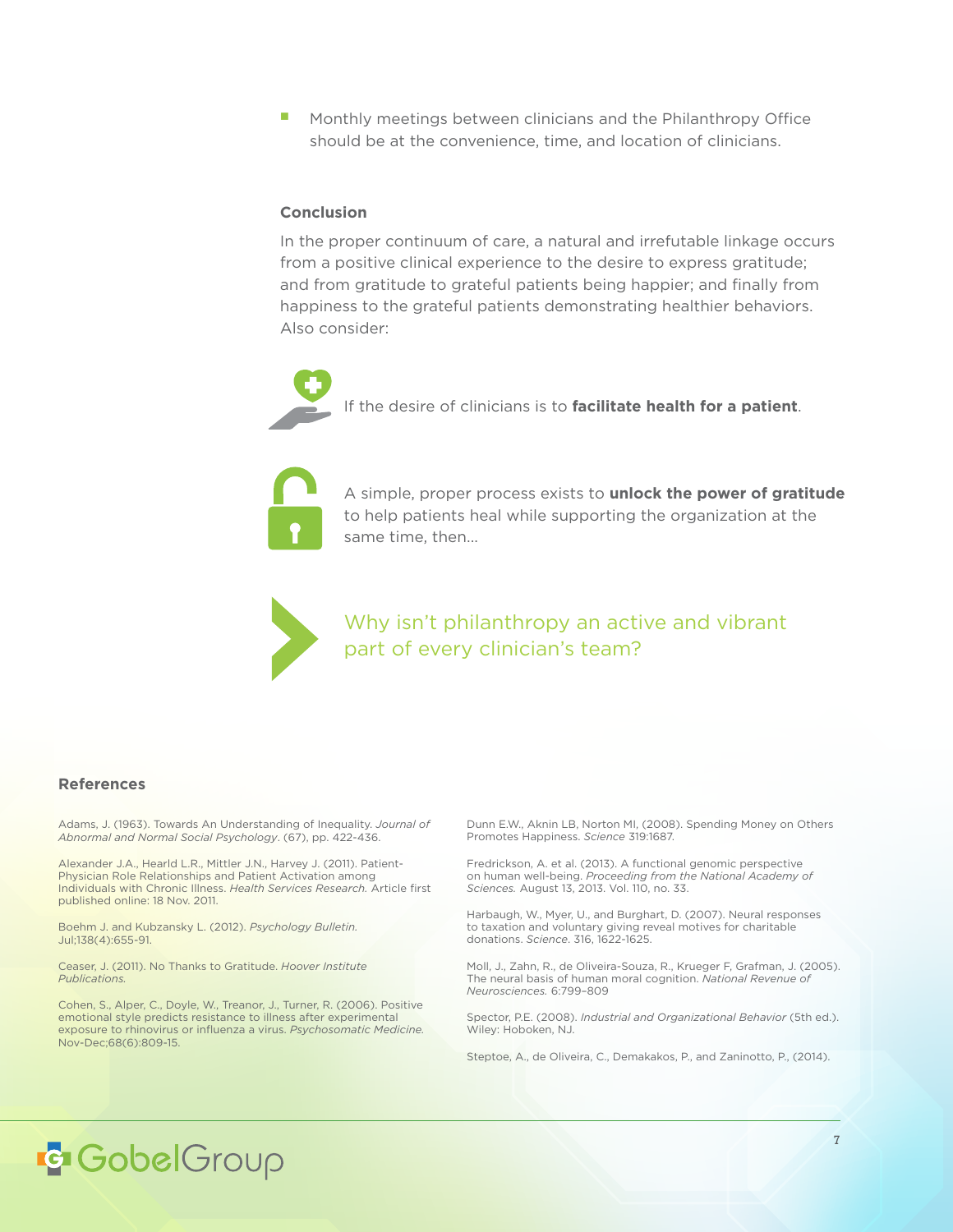- Monthly meetings between clinicians and the Philanthropy Office should be at the convenience, time, and location of clinicians.

### Conclusion

In the proper continuum of care, a natural and irrefutable linkage occurs from a positive clinical experience to the desire to express gratitude; and from gratitude to grateful patients being happier; and finally from happiness to the grateful patients demonstrating healthier behaviors. Also consider:

If the desire of clinicians is to **facilitate health for a patient**.

A simple, proper process exists to **unlock the power of gratitude** to help patients heal while supporting the organization at the same time, then...

Why isn't philanthropy an active and vibrant part of every clinician's team?

### References

Adams, J. (1963). Towards An Understanding of Inequality. *Journal of Abnormal and Normal Social Psychology*. (67), pp. 422-436.

Alexander J.A., Hearld L.R., Mittler J.N., Harvey J. (2011). Patient-Physician Role Relationships and Patient Activation among Individuals with Chronic Illness. *Health Services Research.* Article first published online: 18 Nov. 2011.

Boehm J. and Kubzansky L. (2012). *Psychology Bulletin.* Jul;138(4):655-91.

Ceaser, J. (2011). No Thanks to Gratitude. *Hoover Institute Publications.*

Cohen, S., Alper, C., Doyle, W., Treanor, J., Turner, R. (2006). Positive emotional style predicts resistance to illness after experimental exposure to rhinovirus or influenza a virus. *Psychosomatic Medicine.* Nov-Dec;68(6):809-15.

Dunn E.W., Aknin LB, Norton MI, (2008). Spending Money on Others Promotes Happiness. *Science* 319:1687.

Fredrickson, A. et al. (2013). A functional genomic perspective on human well-being. *Proceeding from the National Academy of Sciences.* August 13, 2013. Vol. 110, no. 33.

Harbaugh, W., Myer, U., and Burghart, D. (2007). Neural responses to taxation and voluntary giving reveal motives for charitable donations. *Science.* 316, 1622-1625.

Moll, J., Zahn, R., de Oliveira-Souza, R., Krueger F, Grafman, J. (2005). The neural basis of human moral cognition. *National Revenue of Neurosciences.* 6:799–809

Spector, P.E. (2008). *Industrial and Organizational Behavior* (5th ed.). Wiley: Hoboken, NJ.

Steptoe, A., de Oliveira, C., Demakakos, P., and Zaninotto, P., (2014).